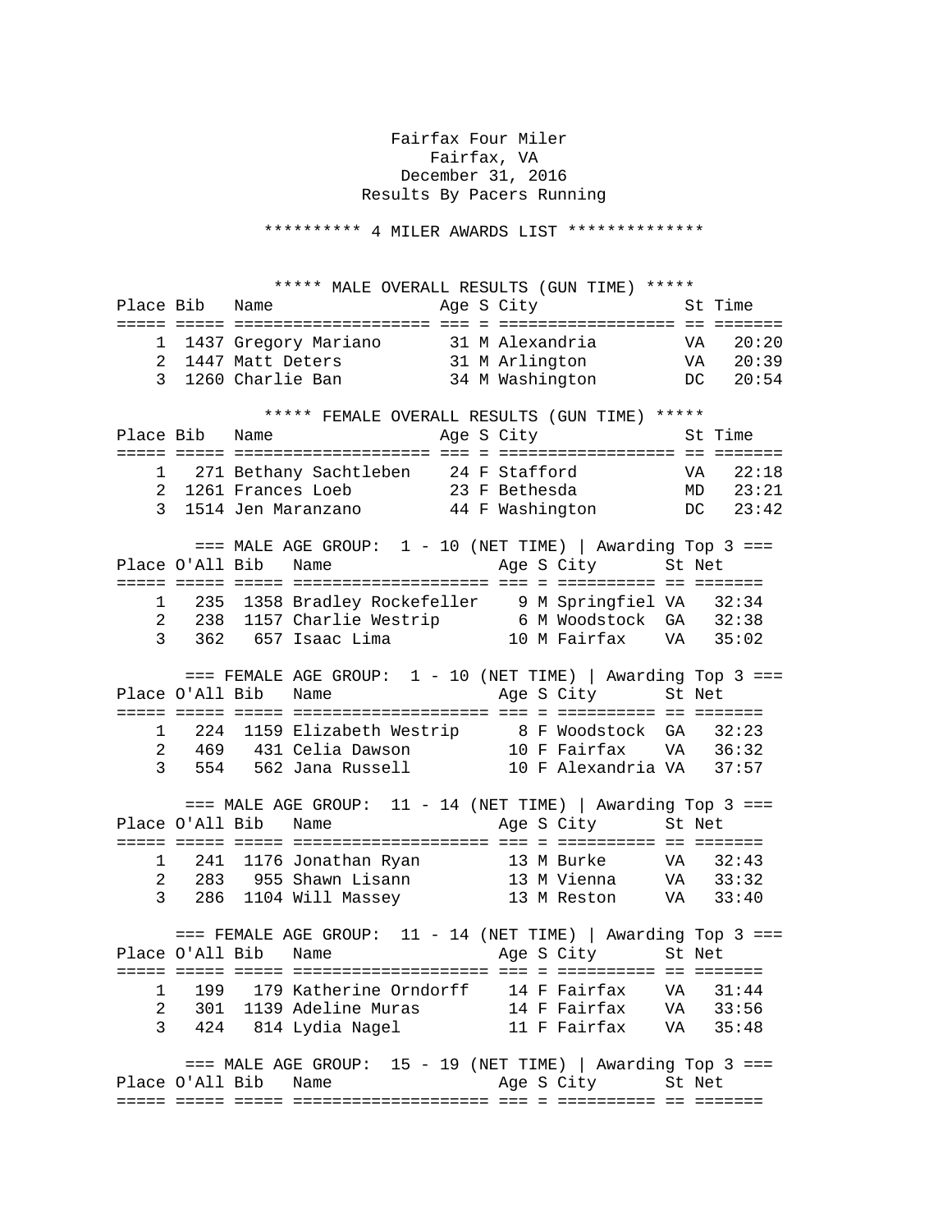# Fairfax Four Miler

Fairfax, VA
December 31, 2016
Results By Pacers Running

********** 4 MILER AWARDS LIST **************

## ***** MALE OVERALL RESULTS (GUN TIME) *****

| Place | Bib | Name | Age | S | City | St | Time |
|---|---|---|---|---|---|---|---|
| 1 | 1437 | Gregory Mariano | 31 | M | Alexandria | VA | 20:20 |
| 2 | 1447 | Matt Deters | 31 | M | Arlington | VA | 20:39 |
| 3 | 1260 | Charlie Ban | 34 | M | Washington | DC | 20:54 |

## ***** FEMALE OVERALL RESULTS (GUN TIME) *****

| Place | Bib | Name | Age | S | City | St | Time |
|---|---|---|---|---|---|---|---|
| 1 | 271 | Bethany Sachtleben | 24 | F | Stafford | VA | 22:18 |
| 2 | 1261 | Frances Loeb | 23 | F | Bethesda | MD | 23:21 |
| 3 | 1514 | Jen Maranzano | 44 | F | Washington | DC | 23:42 |

## === MALE AGE GROUP: 1 - 10 (NET TIME) | Awarding Top 3 ===

| Place | O'All | Bib | Name | Age | S | City | St | Net |
|---|---|---|---|---|---|---|---|---|
| 1 | 235 | 1358 | Bradley Rockefeller | 9 | M | Springfiel | VA | 32:34 |
| 2 | 238 | 1157 | Charlie Westrip | 6 | M | Woodstock | GA | 32:38 |
| 3 | 362 | 657 | Isaac Lima | 10 | M | Fairfax | VA | 35:02 |

## === FEMALE AGE GROUP: 1 - 10 (NET TIME) | Awarding Top 3 ===

| Place | O'All | Bib | Name | Age | S | City | St | Net |
|---|---|---|---|---|---|---|---|---|
| 1 | 224 | 1159 | Elizabeth Westrip | 8 | F | Woodstock | GA | 32:23 |
| 2 | 469 | 431 | Celia Dawson | 10 | F | Fairfax | VA | 36:32 |
| 3 | 554 | 562 | Jana Russell | 10 | F | Alexandria | VA | 37:57 |

## === MALE AGE GROUP: 11 - 14 (NET TIME) | Awarding Top 3 ===

| Place | O'All | Bib | Name | Age | S | City | St | Net |
|---|---|---|---|---|---|---|---|---|
| 1 | 241 | 1176 | Jonathan Ryan | 13 | M | Burke | VA | 32:43 |
| 2 | 283 | 955 | Shawn Lisann | 13 | M | Vienna | VA | 33:32 |
| 3 | 286 | 1104 | Will Massey | 13 | M | Reston | VA | 33:40 |

## === FEMALE AGE GROUP: 11 - 14 (NET TIME) | Awarding Top 3 ===

| Place | O'All | Bib | Name | Age | S | City | St | Net |
|---|---|---|---|---|---|---|---|---|
| 1 | 199 | 179 | Katherine Orndorff | 14 | F | Fairfax | VA | 31:44 |
| 2 | 301 | 1139 | Adeline Muras | 14 | F | Fairfax | VA | 33:56 |
| 3 | 424 | 814 | Lydia Nagel | 11 | F | Fairfax | VA | 35:48 |

## === MALE AGE GROUP: 15 - 19 (NET TIME) | Awarding Top 3 ===

| Place | O'All | Bib | Name | Age | S | City | St | Net |
|---|---|---|---|---|---|---|---|---|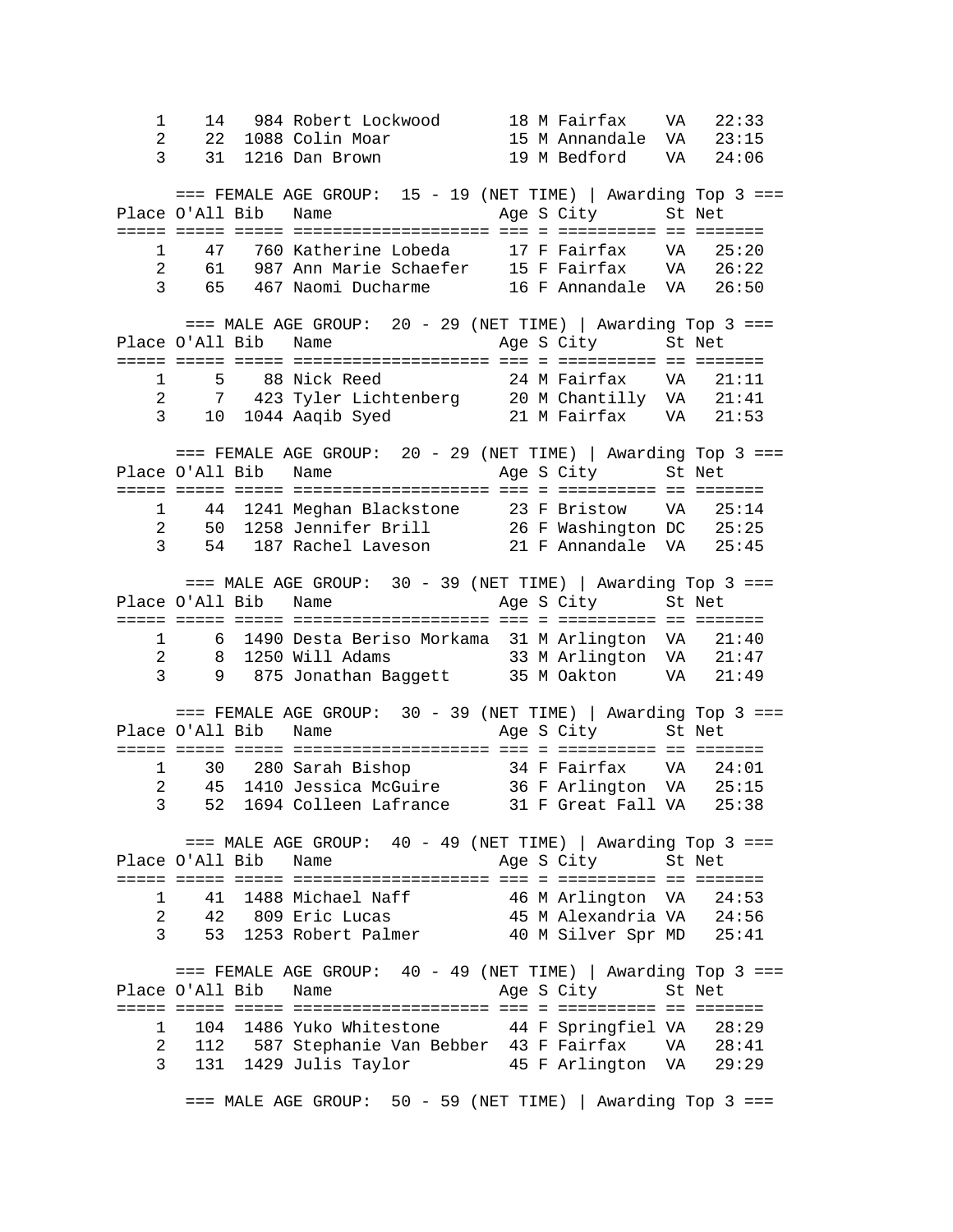| Place | O'All | Bib | Name | Age | S | City | St | Net |
|---|---|---|---|---|---|---|---|---|
| 1 | 14 | 984 | Robert Lockwood | 18 | M | Fairfax | VA | 22:33 |
| 2 | 22 | 1088 | Colin Moar | 15 | M | Annandale | VA | 23:15 |
| 3 | 31 | 1216 | Dan Brown | 19 | M | Bedford | VA | 24:06 |

=== FEMALE AGE GROUP:  15 - 19 (NET TIME) | Awarding Top 3 ===

| Place | O'All | Bib | Name | Age | S | City | St | Net |
|---|---|---|---|---|---|---|---|---|
| 1 | 47 | 760 | Katherine Lobeda | 17 | F | Fairfax | VA | 25:20 |
| 2 | 61 | 987 | Ann Marie Schaefer | 15 | F | Fairfax | VA | 26:22 |
| 3 | 65 | 467 | Naomi Ducharme | 16 | F | Annandale | VA | 26:50 |

=== MALE AGE GROUP:  20 - 29 (NET TIME) | Awarding Top 3 ===

| Place | O'All | Bib | Name | Age | S | City | St | Net |
|---|---|---|---|---|---|---|---|---|
| 1 | 5 | 88 | Nick Reed | 24 | M | Fairfax | VA | 21:11 |
| 2 | 7 | 423 | Tyler Lichtenberg | 20 | M | Chantilly | VA | 21:41 |
| 3 | 10 | 1044 | Aaqib Syed | 21 | M | Fairfax | VA | 21:53 |

=== FEMALE AGE GROUP:  20 - 29 (NET TIME) | Awarding Top 3 ===

| Place | O'All | Bib | Name | Age | S | City | St | Net |
|---|---|---|---|---|---|---|---|---|
| 1 | 44 | 1241 | Meghan Blackstone | 23 | F | Bristow | VA | 25:14 |
| 2 | 50 | 1258 | Jennifer Brill | 26 | F | Washington | DC | 25:25 |
| 3 | 54 | 187 | Rachel Laveson | 21 | F | Annandale | VA | 25:45 |

=== MALE AGE GROUP:  30 - 39 (NET TIME) | Awarding Top 3 ===

| Place | O'All | Bib | Name | Age | S | City | St | Net |
|---|---|---|---|---|---|---|---|---|
| 1 | 6 | 1490 | Desta Beriso Morkama | 31 | M | Arlington | VA | 21:40 |
| 2 | 8 | 1250 | Will Adams | 33 | M | Arlington | VA | 21:47 |
| 3 | 9 | 875 | Jonathan Baggett | 35 | M | Oakton | VA | 21:49 |

=== FEMALE AGE GROUP:  30 - 39 (NET TIME) | Awarding Top 3 ===

| Place | O'All | Bib | Name | Age | S | City | St | Net |
|---|---|---|---|---|---|---|---|---|
| 1 | 30 | 280 | Sarah Bishop | 34 | F | Fairfax | VA | 24:01 |
| 2 | 45 | 1410 | Jessica McGuire | 36 | F | Arlington | VA | 25:15 |
| 3 | 52 | 1694 | Colleen Lafrance | 31 | F | Great Fall | VA | 25:38 |

=== MALE AGE GROUP:  40 - 49 (NET TIME) | Awarding Top 3 ===

| Place | O'All | Bib | Name | Age | S | City | St | Net |
|---|---|---|---|---|---|---|---|---|
| 1 | 41 | 1488 | Michael Naff | 46 | M | Arlington | VA | 24:53 |
| 2 | 42 | 809 | Eric Lucas | 45 | M | Alexandria | VA | 24:56 |
| 3 | 53 | 1253 | Robert Palmer | 40 | M | Silver Spr | MD | 25:41 |

=== FEMALE AGE GROUP:  40 - 49 (NET TIME) | Awarding Top 3 ===

| Place | O'All | Bib | Name | Age | S | City | St | Net |
|---|---|---|---|---|---|---|---|---|
| 1 | 104 | 1486 | Yuko Whitestone | 44 | F | Springfiel | VA | 28:29 |
| 2 | 112 | 587 | Stephanie Van Bebber | 43 | F | Fairfax | VA | 28:41 |
| 3 | 131 | 1429 | Julis Taylor | 45 | F | Arlington | VA | 29:29 |

=== MALE AGE GROUP:  50 - 59 (NET TIME) | Awarding Top 3 ===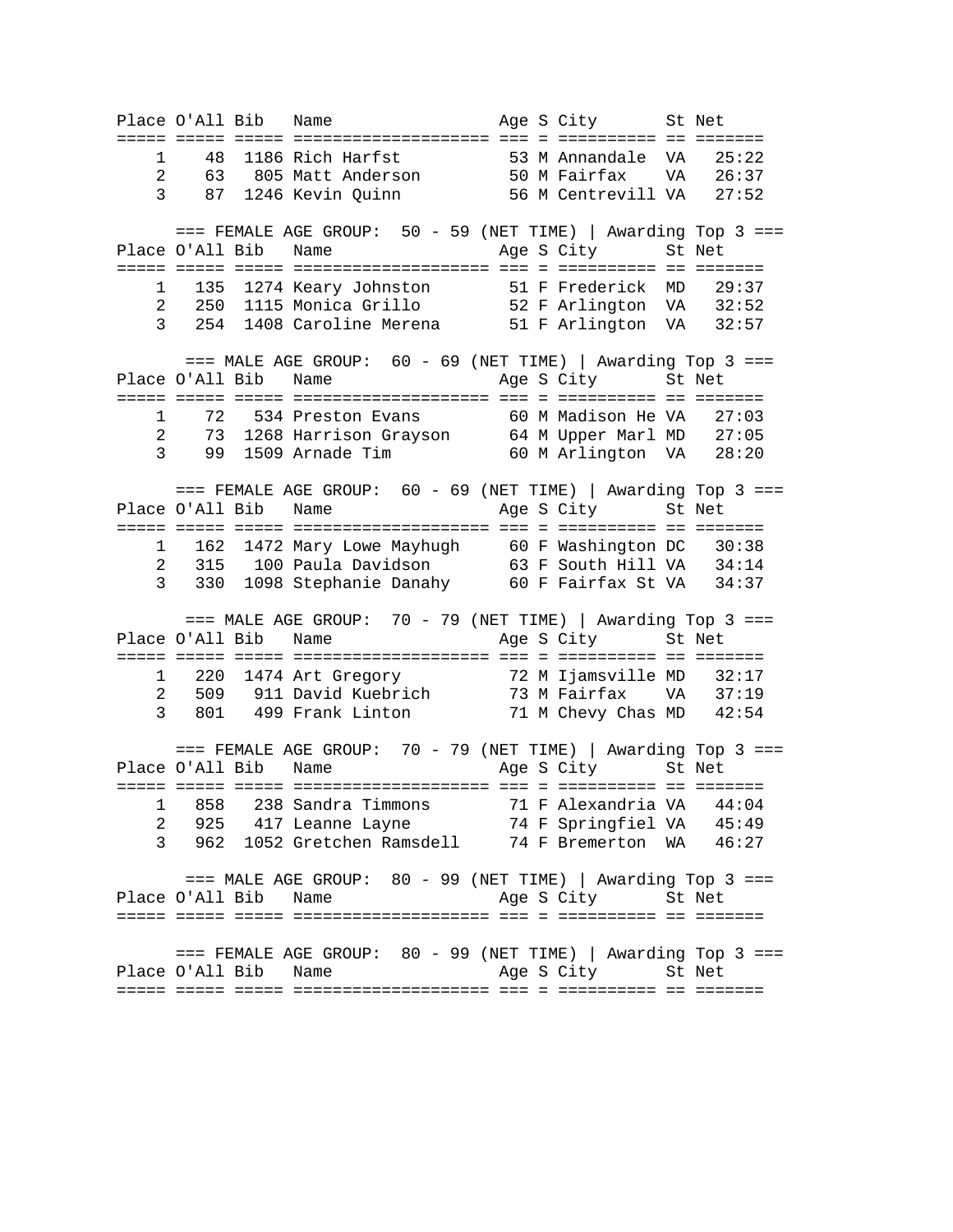| Place | O'All | Bib | Name | Age | S | City | St | Net |
|---|---|---|---|---|---|---|---|---|
| 1 | 48 | 1186 | Rich Harfst | 53 | M | Annandale | VA | 25:22 |
| 2 | 63 | 805 | Matt Anderson | 50 | M | Fairfax | VA | 26:37 |
| 3 | 87 | 1246 | Kevin Quinn | 56 | M | Centrevill | VA | 27:52 |

=== FEMALE AGE GROUP: 50 - 59 (NET TIME) | Awarding Top 3 ===

| Place | O'All | Bib | Name | Age | S | City | St | Net |
|---|---|---|---|---|---|---|---|---|
| 1 | 135 | 1274 | Keary Johnston | 51 | F | Frederick | MD | 29:37 |
| 2 | 250 | 1115 | Monica Grillo | 52 | F | Arlington | VA | 32:52 |
| 3 | 254 | 1408 | Caroline Merena | 51 | F | Arlington | VA | 32:57 |

=== MALE AGE GROUP: 60 - 69 (NET TIME) | Awarding Top 3 ===

| Place | O'All | Bib | Name | Age | S | City | St | Net |
|---|---|---|---|---|---|---|---|---|
| 1 | 72 | 534 | Preston Evans | 60 | M | Madison He | VA | 27:03 |
| 2 | 73 | 1268 | Harrison Grayson | 64 | M | Upper Marl | MD | 27:05 |
| 3 | 99 | 1509 | Arnade Tim | 60 | M | Arlington | VA | 28:20 |

=== FEMALE AGE GROUP: 60 - 69 (NET TIME) | Awarding Top 3 ===

| Place | O'All | Bib | Name | Age | S | City | St | Net |
|---|---|---|---|---|---|---|---|---|
| 1 | 162 | 1472 | Mary Lowe Mayhugh | 60 | F | Washington | DC | 30:38 |
| 2 | 315 | 100 | Paula Davidson | 63 | F | South Hill | VA | 34:14 |
| 3 | 330 | 1098 | Stephanie Danahy | 60 | F | Fairfax St | VA | 34:37 |

=== MALE AGE GROUP: 70 - 79 (NET TIME) | Awarding Top 3 ===

| Place | O'All | Bib | Name | Age | S | City | St | Net |
|---|---|---|---|---|---|---|---|---|
| 1 | 220 | 1474 | Art Gregory | 72 | M | Ijamsville | MD | 32:17 |
| 2 | 509 | 911 | David Kuebrich | 73 | M | Fairfax | VA | 37:19 |
| 3 | 801 | 499 | Frank Linton | 71 | M | Chevy Chas | MD | 42:54 |

=== FEMALE AGE GROUP: 70 - 79 (NET TIME) | Awarding Top 3 ===

| Place | O'All | Bib | Name | Age | S | City | St | Net |
|---|---|---|---|---|---|---|---|---|
| 1 | 858 | 238 | Sandra Timmons | 71 | F | Alexandria | VA | 44:04 |
| 2 | 925 | 417 | Leanne Layne | 74 | F | Springfiel | VA | 45:49 |
| 3 | 962 | 1052 | Gretchen Ramsdell | 74 | F | Bremerton | WA | 46:27 |

=== MALE AGE GROUP: 80 - 99 (NET TIME) | Awarding Top 3 ===

| Place | O'All | Bib | Name | Age | S | City | St | Net |
|---|---|---|---|---|---|---|---|---|

=== FEMALE AGE GROUP: 80 - 99 (NET TIME) | Awarding Top 3 ===

| Place | O'All | Bib | Name | Age | S | City | St | Net |
|---|---|---|---|---|---|---|---|---|